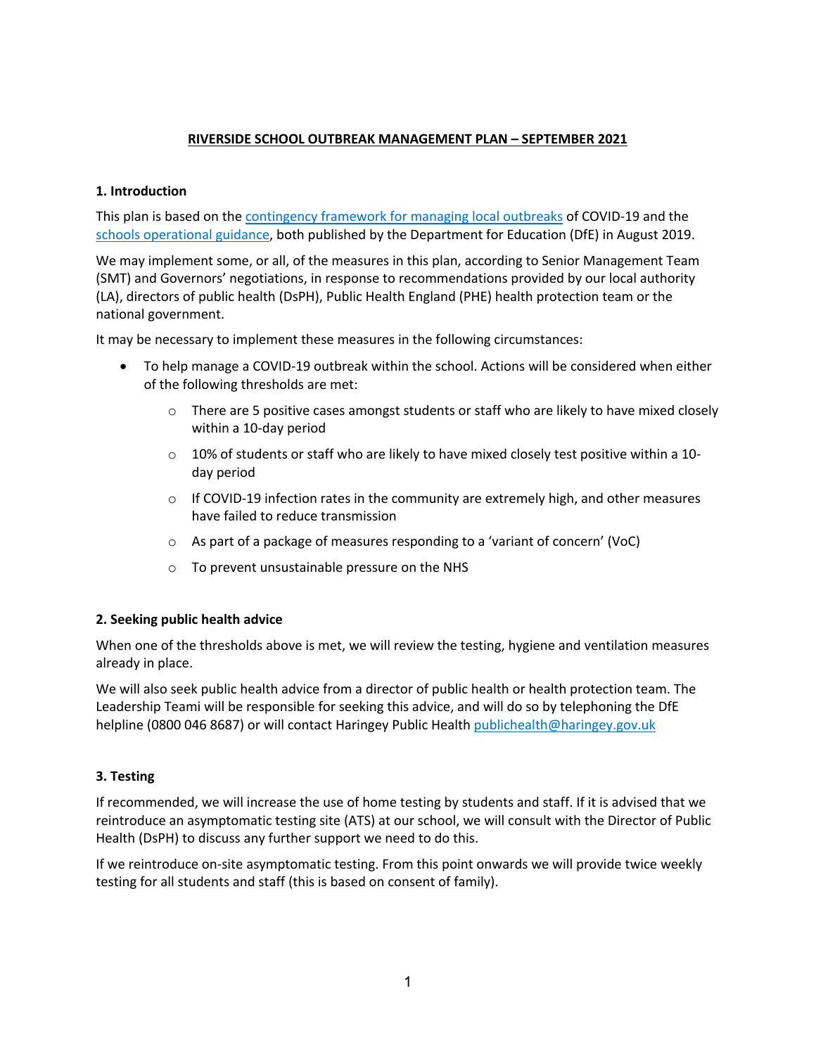**RIVERSIDE SCHOOL OUTBREAK MANAGEMENT PLAN – SEPTEMBER 2021**

## 1. Introduction

This plan is based on the [contingency framework for managing local outbreaks]() of COVID-19 and the [schools operational guidance](), both published by the Department for Education (DfE) in August 2019.

We may implement some, or all, of the measures in this plan, according to Senior Management Team (SMT) and Governors' negotiations, in response to recommendations provided by our local authority (LA), directors of public health (DsPH), Public Health England (PHE) health protection team or the national government.

It may be necessary to implement these measures in the following circumstances:

- To help manage a COVID-19 outbreak within the school. Actions will be considered when either of the following thresholds are met:
  - There are 5 positive cases amongst students or staff who are likely to have mixed closely within a 10-day period
  - 10% of students or staff who are likely to have mixed closely test positive within a 10-day period
  - If COVID-19 infection rates in the community are extremely high, and other measures have failed to reduce transmission
  - As part of a package of measures responding to a 'variant of concern' (VoC)
  - To prevent unsustainable pressure on the NHS

## 2. Seeking public health advice

When one of the thresholds above is met, we will review the testing, hygiene and ventilation measures already in place.

We will also seek public health advice from a director of public health or health protection team. The Leadership Teami will be responsible for seeking this advice, and will do so by telephoning the DfE helpline (0800 046 8687) or will contact Haringey Public Health [publichealth@haringey.gov.uk](mailto:publichealth@haringey.gov.uk)

## 3. Testing

If recommended, we will increase the use of home testing by students and staff. If it is advised that we reintroduce an asymptomatic testing site (ATS) at our school, we will consult with the Director of Public Health (DsPH) to discuss any further support we need to do this.

If we reintroduce on-site asymptomatic testing. From this point onwards we will provide twice weekly testing for all students and staff (this is based on consent of family).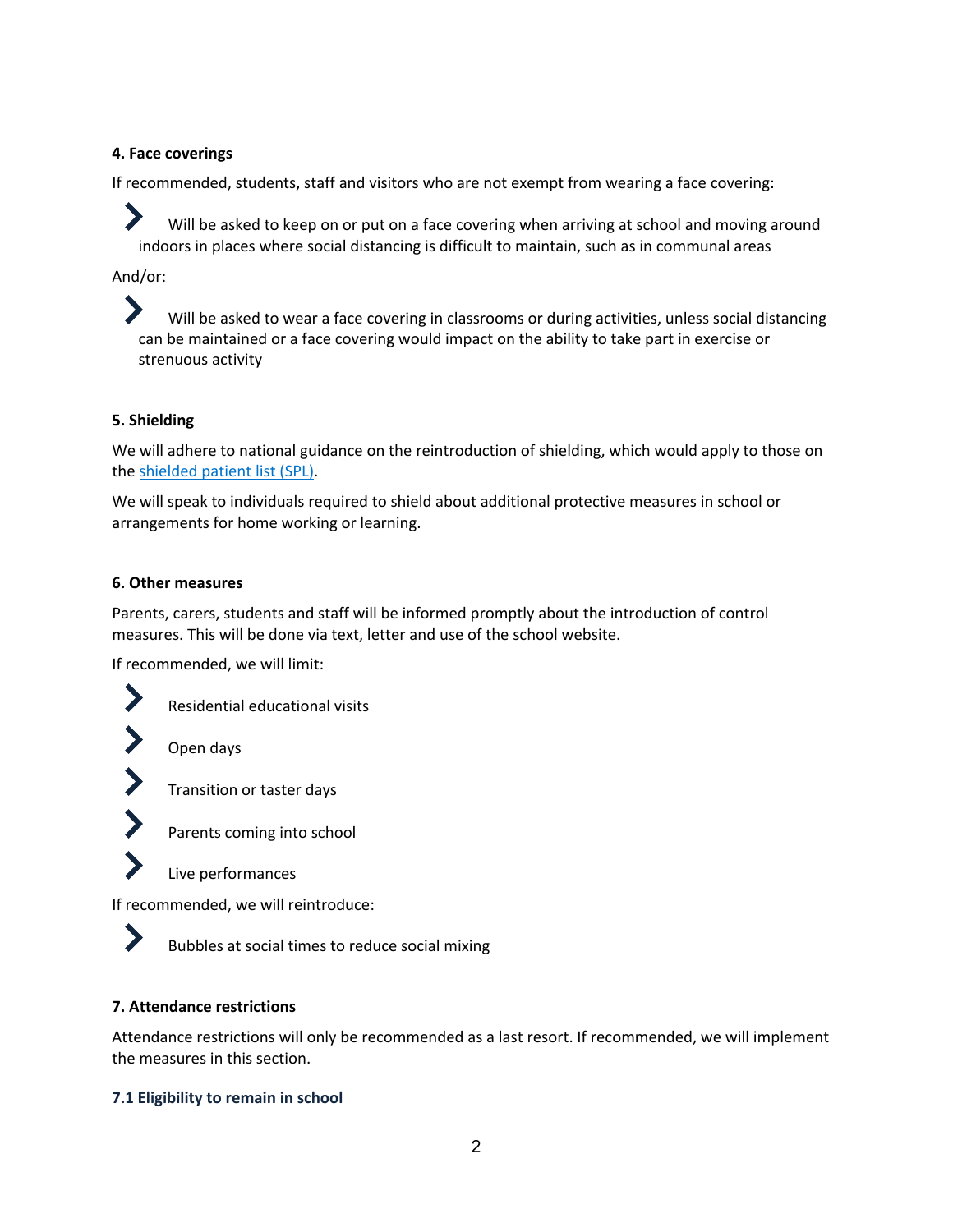### 4. Face coverings

If recommended, students, staff and visitors who are not exempt from wearing a face covering:

- Will be asked to keep on or put on a face covering when arriving at school and moving around indoors in places where social distancing is difficult to maintain, such as in communal areas

And/or:

- Will be asked to wear a face covering in classrooms or during activities, unless social distancing can be maintained or a face covering would impact on the ability to take part in exercise or strenuous activity

### 5. Shielding

We will adhere to national guidance on the reintroduction of shielding, which would apply to those on the [shielded patient list (SPL)](#).

We will speak to individuals required to shield about additional protective measures in school or arrangements for home working or learning.

### 6. Other measures

Parents, carers, students and staff will be informed promptly about the introduction of control measures. This will be done via text, letter and use of the school website.

If recommended, we will limit:

- Residential educational visits
- Open days
- Transition or taster days
- Parents coming into school
- Live performances

If recommended, we will reintroduce:

- Bubbles at social times to reduce social mixing

### 7. Attendance restrictions

Attendance restrictions will only be recommended as a last resort. If recommended, we will implement the measures in this section.

#### 7.1 Eligibility to remain in school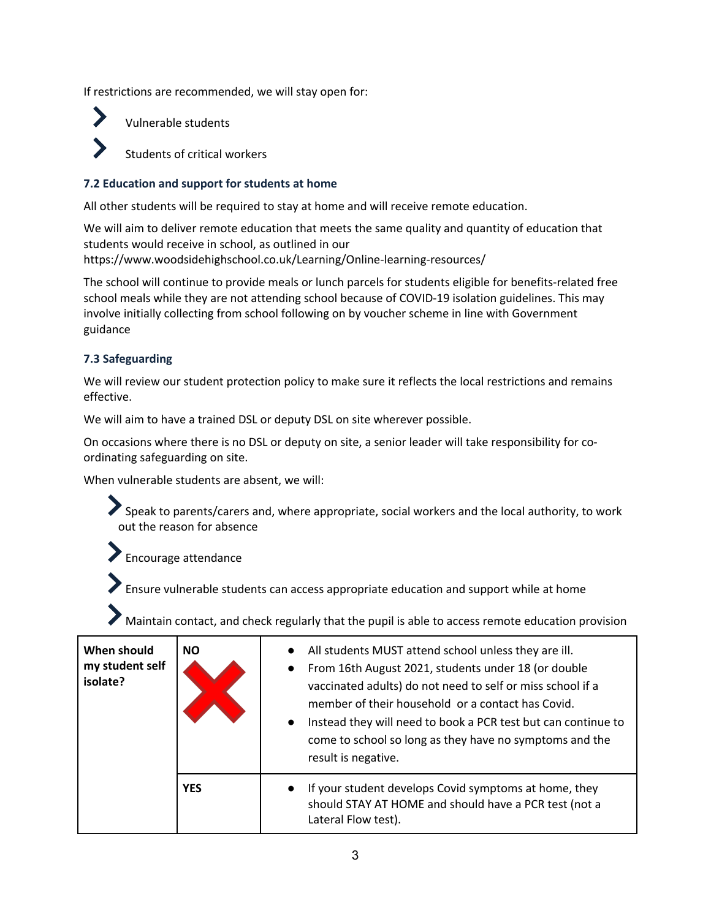If restrictions are recommended, we will stay open for:

- Vulnerable students
- Students of critical workers

### 7.2 Education and support for students at home

All other students will be required to stay at home and will receive remote education.

We will aim to deliver remote education that meets the same quality and quantity of education that students would receive in school, as outlined in our https://www.woodsidehighschool.co.uk/Learning/Online-learning-resources/

The school will continue to provide meals or lunch parcels for students eligible for benefits-related free school meals while they are not attending school because of COVID-19 isolation guidelines. This may involve initially collecting from school following on by voucher scheme in line with Government guidance

### 7.3 Safeguarding

We will review our student protection policy to make sure it reflects the local restrictions and remains effective.

We will aim to have a trained DSL or deputy DSL on site wherever possible.

On occasions where there is no DSL or deputy on site, a senior leader will take responsibility for co-ordinating safeguarding on site.

When vulnerable students are absent, we will:

- Speak to parents/carers and, where appropriate, social workers and the local authority, to work out the reason for absence
- Encourage attendance
- Ensure vulnerable students can access appropriate education and support while at home
- Maintain contact, and check regularly that the pupil is able to access remote education provision

| **When should my student self isolate?** | **NO** ❌ | • All students MUST attend school unless they are ill.<br>• From 16th August 2021, students under 18 (or double vaccinated adults) do not need to self or miss school if a member of their household or a contact has Covid.<br>• Instead they will need to book a PCR test but can continue to come to school so long as they have no symptoms and the result is negative. |
|---|---|---|
| | **YES** | • If your student develops Covid symptoms at home, they should STAY AT HOME and should have a PCR test (not a Lateral Flow test). |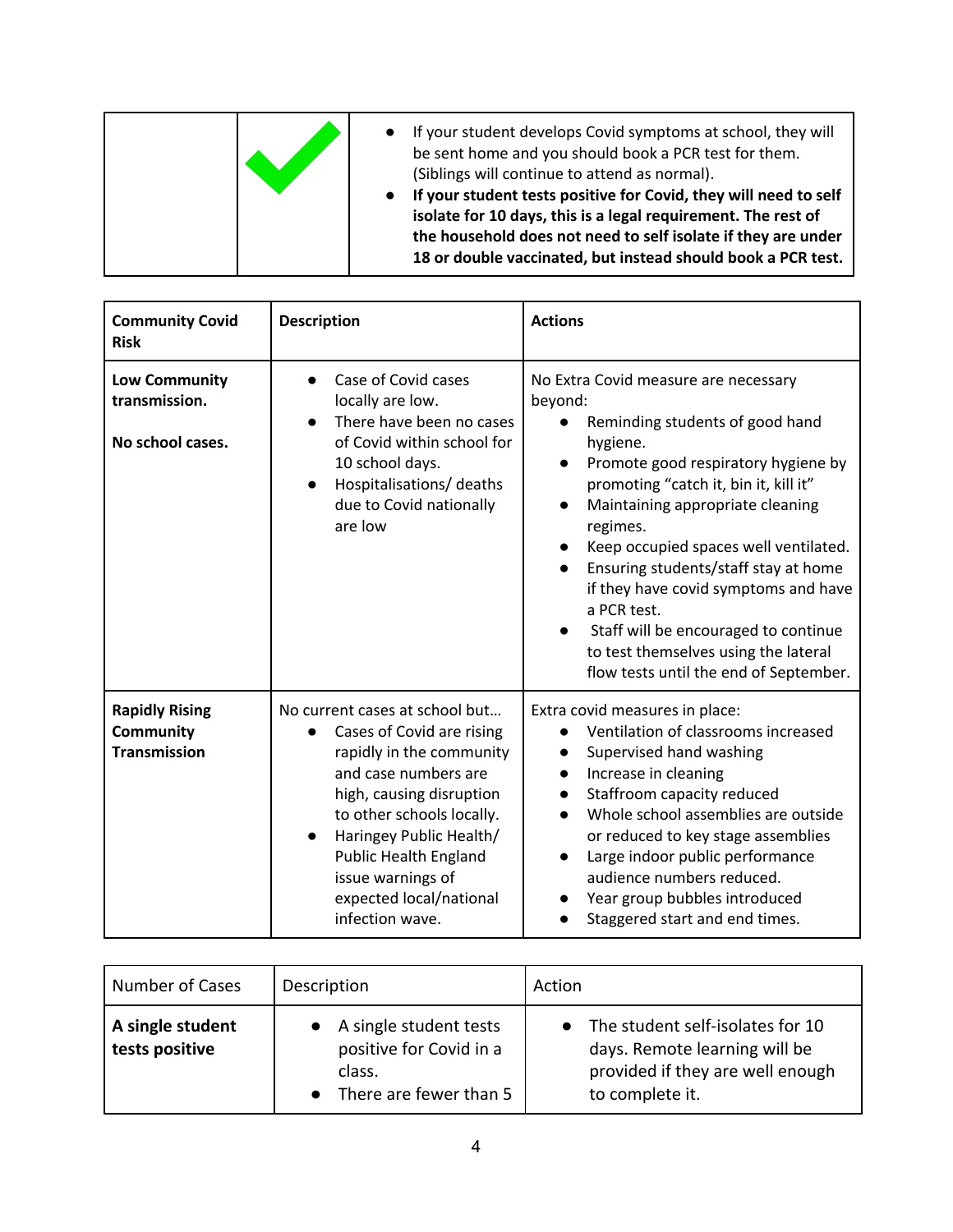| | ✓ | • If your student develops Covid symptoms at school, they will be sent home and you should book a PCR test for them. (Siblings will continue to attend as normal).<br>• **If your student tests positive for Covid, they will need to self isolate for 10 days, this is a legal requirement. The rest of the household does not need to self isolate if they are under 18 or double vaccinated, but instead should book a PCR test.** |
|---|---|---|

| **Community Covid Risk** | **Description** | **Actions** |
|---|---|---|
| **Low Community transmission.**<br><br>**No school cases.** | • Case of Covid cases locally are low.<br>• There have been no cases of Covid within school for 10 school days.<br>• Hospitalisations/ deaths due to Covid nationally are low | No Extra Covid measure are necessary beyond:<br>• Reminding students of good hand hygiene.<br>• Promote good respiratory hygiene by promoting "catch it, bin it, kill it"<br>• Maintaining appropriate cleaning regimes.<br>• Keep occupied spaces well ventilated.<br>• Ensuring students/staff stay at home if they have covid symptoms and have a PCR test.<br>• Staff will be encouraged to continue to test themselves using the lateral flow tests until the end of September. |
| **Rapidly Rising Community Transmission** | No current cases at school but…<br>• Cases of Covid are rising rapidly in the community and case numbers are high, causing disruption to other schools locally.<br>• Haringey Public Health/ Public Health England issue warnings of expected local/national infection wave. | Extra covid measures in place:<br>• Ventilation of classrooms increased<br>• Supervised hand washing<br>• Increase in cleaning<br>• Staffroom capacity reduced<br>• Whole school assemblies are outside or reduced to key stage assemblies<br>• Large indoor public performance audience numbers reduced.<br>• Year group bubbles introduced<br>• Staggered start and end times. |

| Number of Cases | Description | Action |
|---|---|---|
| **A single student tests positive** | • A single student tests positive for Covid in a class.<br>• There are fewer than 5 | • The student self-isolates for 10 days. Remote learning will be provided if they are well enough to complete it. |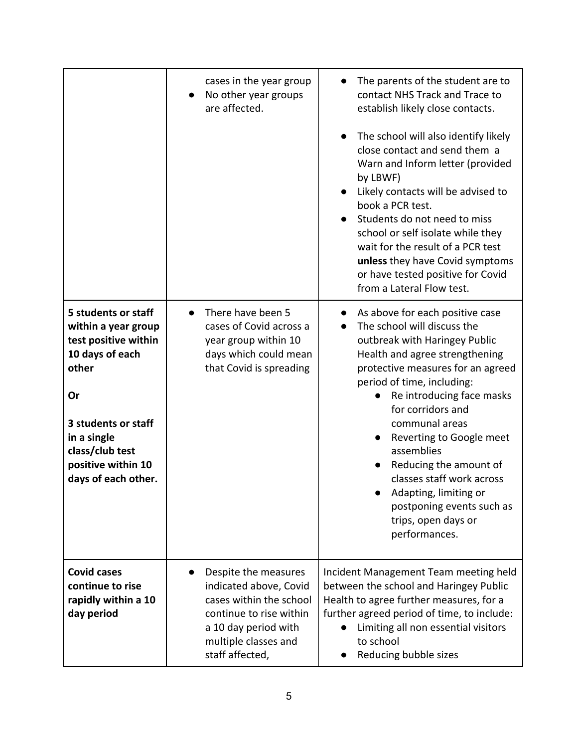| | | |
|---|---|---|
| | cases in the year group<br>● No other year groups are affected. | ● The parents of the student are to contact NHS Track and Trace to establish likely close contacts.<br>● The school will also identify likely close contact and send them a Warn and Inform letter (provided by LBWF)<br>● Likely contacts will be advised to book a PCR test.<br>● Students do not need to miss school or self isolate while they wait for the result of a PCR test **unless** they have Covid symptoms or have tested positive for Covid from a Lateral Flow test. |
| **5 students or staff within a year group test positive within 10 days of each other**<br><br>**Or**<br><br>**3 students or staff in a single class/club test positive within 10 days of each other.** | ● There have been 5 cases of Covid across a year group within 10 days which could mean that Covid is spreading | ● As above for each positive case<br>● The school will discuss the outbreak with Haringey Public Health and agree strengthening protective measures for an agreed period of time, including:<br>&nbsp;&nbsp;&nbsp;&nbsp;● Re introducing face masks for corridors and communal areas<br>&nbsp;&nbsp;&nbsp;&nbsp;● Reverting to Google meet assemblies<br>&nbsp;&nbsp;&nbsp;&nbsp;● Reducing the amount of classes staff work across<br>&nbsp;&nbsp;&nbsp;&nbsp;● Adapting, limiting or postponing events such as trips, open days or performances. |
| **Covid cases continue to rise rapidly within a 10 day period** | ● Despite the measures indicated above, Covid cases within the school continue to rise within a 10 day period with multiple classes and staff affected, | Incident Management Team meeting held between the school and Haringey Public Health to agree further measures, for a further agreed period of time, to include:<br>● Limiting all non essential visitors to school<br>● Reducing bubble sizes |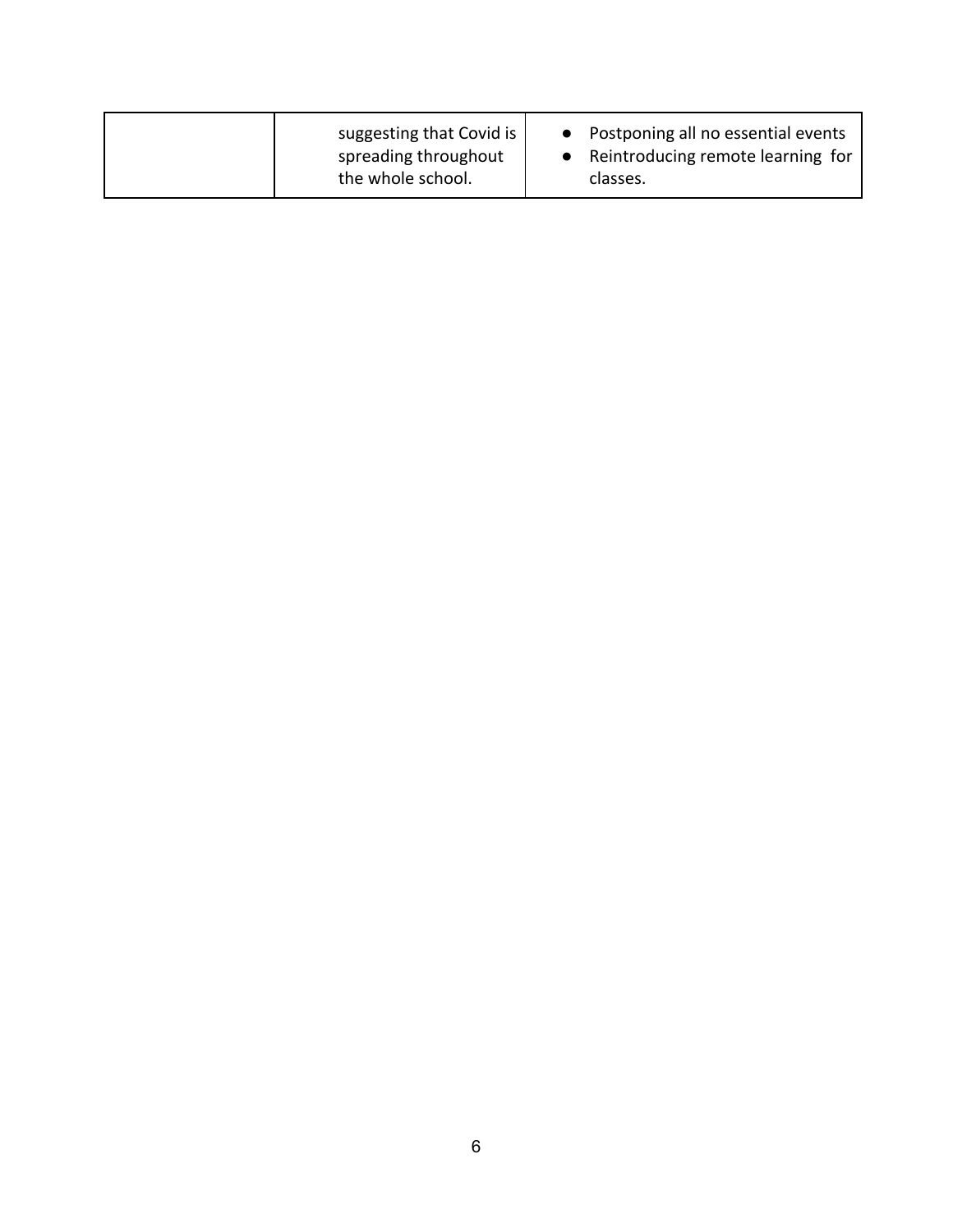| | | |
|---|---|---|
| | suggesting that Covid is spreading throughout the whole school. | ● Postponing all no essential events<br>● Reintroducing remote learning for classes. |